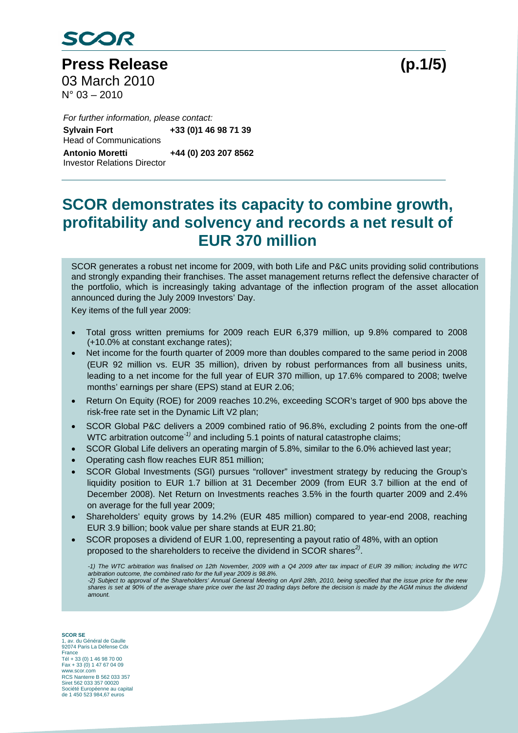SCOR

# Press Release

03 March 2010
N° 03 – 2010

*For further information, please contact:*

**Sylvain Fort** **+33 (0)1 46 98 71 39**
Head of Communications

**Antonio Moretti** **+44 (0) 203 207 8562**
Investor Relations Director

# SCOR demonstrates its capacity to combine growth, profitability and solvency and records a net result of EUR 370 million

SCOR generates a robust net income for 2009, with both Life and P&C units providing solid contributions and strongly expanding their franchises. The asset management returns reflect the defensive character of the portfolio, which is increasingly taking advantage of the inflection program of the asset allocation announced during the July 2009 Investors' Day.

Key items of the full year 2009:

- Total gross written premiums for 2009 reach EUR 6,379 million, up 9.8% compared to 2008 (+10.0% at constant exchange rates);
- Net income for the fourth quarter of 2009 more than doubles compared to the same period in 2008 (EUR 92 million vs. EUR 35 million), driven by robust performances from all business units, leading to a net income for the full year of EUR 370 million, up 17.6% compared to 2008; twelve months' earnings per share (EPS) stand at EUR 2.06;
- Return On Equity (ROE) for 2009 reaches 10.2%, exceeding SCOR's target of 900 bps above the risk-free rate set in the Dynamic Lift V2 plan;
- SCOR Global P&C delivers a 2009 combined ratio of 96.8%, excluding 2 points from the one-off WTC arbitration outcome[-1)] and including 5.1 points of natural catastrophe claims;
- SCOR Global Life delivers an operating margin of 5.8%, similar to the 6.0% achieved last year;
- Operating cash flow reaches EUR 851 million;
- SCOR Global Investments (SGI) pursues "rollover" investment strategy by reducing the Group's liquidity position to EUR 1.7 billion at 31 December 2009 (from EUR 3.7 billion at the end of December 2008). Net Return on Investments reaches 3.5% in the fourth quarter 2009 and 2.4% on average for the full year 2009;
- Shareholders' equity grows by 14.2% (EUR 485 million) compared to year-end 2008, reaching EUR 3.9 billion; book value per share stands at EUR 21.80;
- SCOR proposes a dividend of EUR 1.00, representing a payout ratio of 48%, with an option proposed to the shareholders to receive the dividend in SCOR shares[2)].

*-1) The WTC arbitration was finalised on 12th November, 2009 with a Q4 2009 after tax impact of EUR 39 million; including the WTC arbitration outcome, the combined ratio for the full year 2009 is 98.8%.*
*-2) Subject to approval of the Shareholders' Annual General Meeting on April 28th, 2010, being specified that the issue price for the new shares is set at 90% of the average share price over the last 20 trading days before the decision is made by the AGM minus the dividend amount.*

**SCOR SE**
1, av. du Général de Gaulle
92074 Paris La Défense Cdx
France
Tél + 33 (0) 1 46 98 70 00
Fax + 33 (0) 1 47 67 04 09
www.scor.com
RCS Nanterre B 562 033 357
Siret 562 033 357 00020
Société Européenne au capital
de 1 450 523 984,67 euros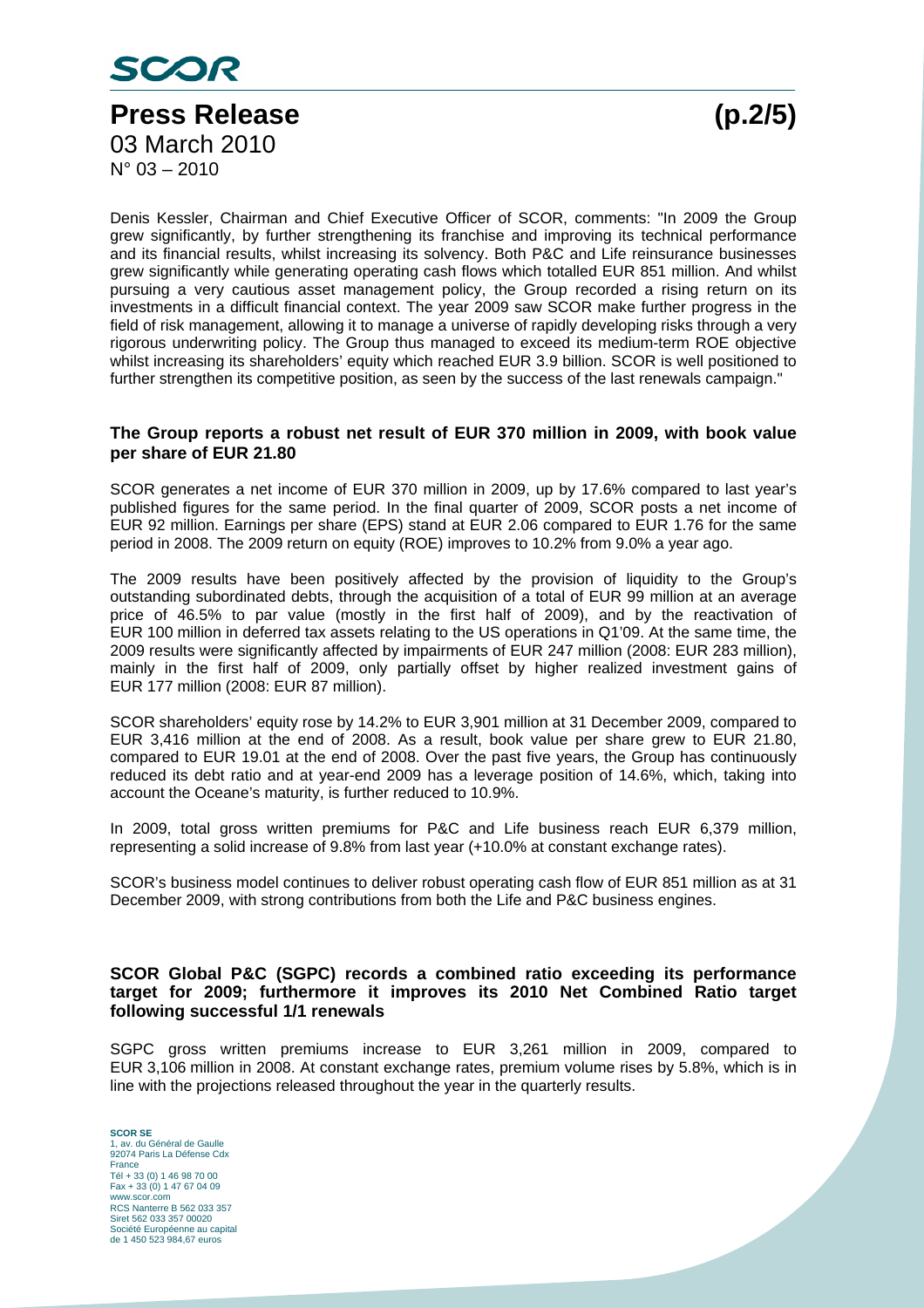Denis Kessler, Chairman and Chief Executive Officer of SCOR, comments: "In 2009 the Group grew significantly, by further strengthening its franchise and improving its technical performance and its financial results, whilst increasing its solvency. Both P&C and Life reinsurance businesses grew significantly while generating operating cash flows which totalled EUR 851 million. And whilst pursuing a very cautious asset management policy, the Group recorded a rising return on its investments in a difficult financial context. The year 2009 saw SCOR make further progress in the field of risk management, allowing it to manage a universe of rapidly developing risks through a very rigorous underwriting policy. The Group thus managed to exceed its medium-term ROE objective whilst increasing its shareholders' equity which reached EUR 3.9 billion. SCOR is well positioned to further strengthen its competitive position, as seen by the success of the last renewals campaign."

### The Group reports a robust net result of EUR 370 million in 2009, with book value per share of EUR 21.80

SCOR generates a net income of EUR 370 million in 2009, up by 17.6% compared to last year's published figures for the same period. In the final quarter of 2009, SCOR posts a net income of EUR 92 million. Earnings per share (EPS) stand at EUR 2.06 compared to EUR 1.76 for the same period in 2008. The 2009 return on equity (ROE) improves to 10.2% from 9.0% a year ago.

The 2009 results have been positively affected by the provision of liquidity to the Group's outstanding subordinated debts, through the acquisition of a total of EUR 99 million at an average price of 46.5% to par value (mostly in the first half of 2009), and by the reactivation of EUR 100 million in deferred tax assets relating to the US operations in Q1'09. At the same time, the 2009 results were significantly affected by impairments of EUR 247 million (2008: EUR 283 million), mainly in the first half of 2009, only partially offset by higher realized investment gains of EUR 177 million (2008: EUR 87 million).

SCOR shareholders' equity rose by 14.2% to EUR 3,901 million at 31 December 2009, compared to EUR 3,416 million at the end of 2008. As a result, book value per share grew to EUR 21.80, compared to EUR 19.01 at the end of 2008. Over the past five years, the Group has continuously reduced its debt ratio and at year-end 2009 has a leverage position of 14.6%, which, taking into account the Oceane's maturity, is further reduced to 10.9%.

In 2009, total gross written premiums for P&C and Life business reach EUR 6,379 million, representing a solid increase of 9.8% from last year (+10.0% at constant exchange rates).

SCOR's business model continues to deliver robust operating cash flow of EUR 851 million as at 31 December 2009, with strong contributions from both the Life and P&C business engines.

### SCOR Global P&C (SGPC) records a combined ratio exceeding its performance target for 2009; furthermore it improves its 2010 Net Combined Ratio target following successful 1/1 renewals

SGPC gross written premiums increase to EUR 3,261 million in 2009, compared to EUR 3,106 million in 2008. At constant exchange rates, premium volume rises by 5.8%, which is in line with the projections released throughout the year in the quarterly results.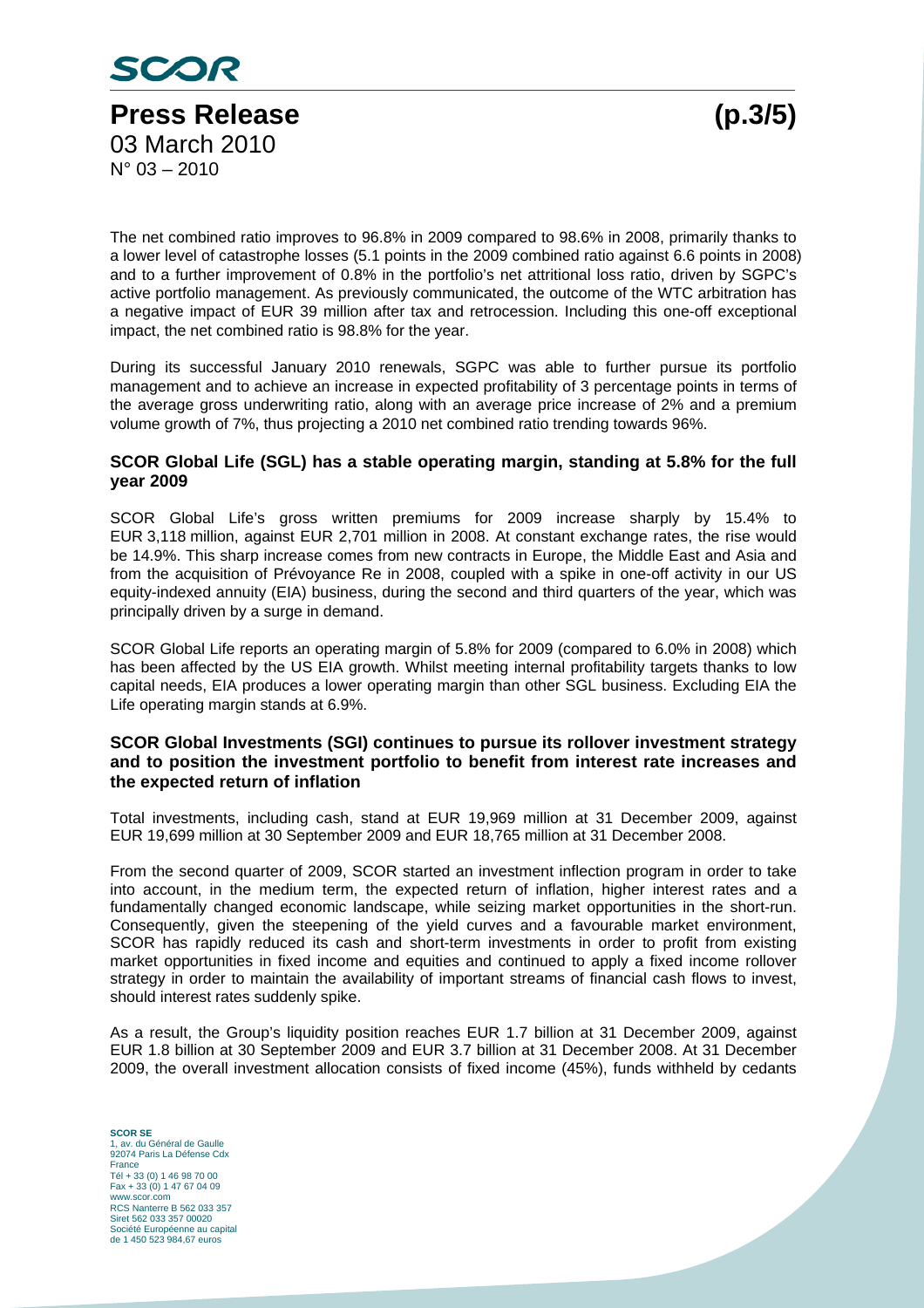The net combined ratio improves to 96.8% in 2009 compared to 98.6% in 2008, primarily thanks to a lower level of catastrophe losses (5.1 points in the 2009 combined ratio against 6.6 points in 2008) and to a further improvement of 0.8% in the portfolio's net attritional loss ratio, driven by SGPC's active portfolio management. As previously communicated, the outcome of the WTC arbitration has a negative impact of EUR 39 million after tax and retrocession. Including this one-off exceptional impact, the net combined ratio is 98.8% for the year.

During its successful January 2010 renewals, SGPC was able to further pursue its portfolio management and to achieve an increase in expected profitability of 3 percentage points in terms of the average gross underwriting ratio, along with an average price increase of 2% and a premium volume growth of 7%, thus projecting a 2010 net combined ratio trending towards 96%.

**SCOR Global Life (SGL) has a stable operating margin, standing at 5.8% for the full year 2009**

SCOR Global Life's gross written premiums for 2009 increase sharply by 15.4% to EUR 3,118 million, against EUR 2,701 million in 2008. At constant exchange rates, the rise would be 14.9%. This sharp increase comes from new contracts in Europe, the Middle East and Asia and from the acquisition of Prévoyance Re in 2008, coupled with a spike in one-off activity in our US equity-indexed annuity (EIA) business, during the second and third quarters of the year, which was principally driven by a surge in demand.

SCOR Global Life reports an operating margin of 5.8% for 2009 (compared to 6.0% in 2008) which has been affected by the US EIA growth. Whilst meeting internal profitability targets thanks to low capital needs, EIA produces a lower operating margin than other SGL business. Excluding EIA the Life operating margin stands at 6.9%.

**SCOR Global Investments (SGI) continues to pursue its rollover investment strategy and to position the investment portfolio to benefit from interest rate increases and the expected return of inflation**

Total investments, including cash, stand at EUR 19,969 million at 31 December 2009, against EUR 19,699 million at 30 September 2009 and EUR 18,765 million at 31 December 2008.

From the second quarter of 2009, SCOR started an investment inflection program in order to take into account, in the medium term, the expected return of inflation, higher interest rates and a fundamentally changed economic landscape, while seizing market opportunities in the short-run. Consequently, given the steepening of the yield curves and a favourable market environment, SCOR has rapidly reduced its cash and short-term investments in order to profit from existing market opportunities in fixed income and equities and continued to apply a fixed income rollover strategy in order to maintain the availability of important streams of financial cash flows to invest, should interest rates suddenly spike.

As a result, the Group's liquidity position reaches EUR 1.7 billion at 31 December 2009, against EUR 1.8 billion at 30 September 2009 and EUR 3.7 billion at 31 December 2008. At 31 December 2009, the overall investment allocation consists of fixed income (45%), funds withheld by cedants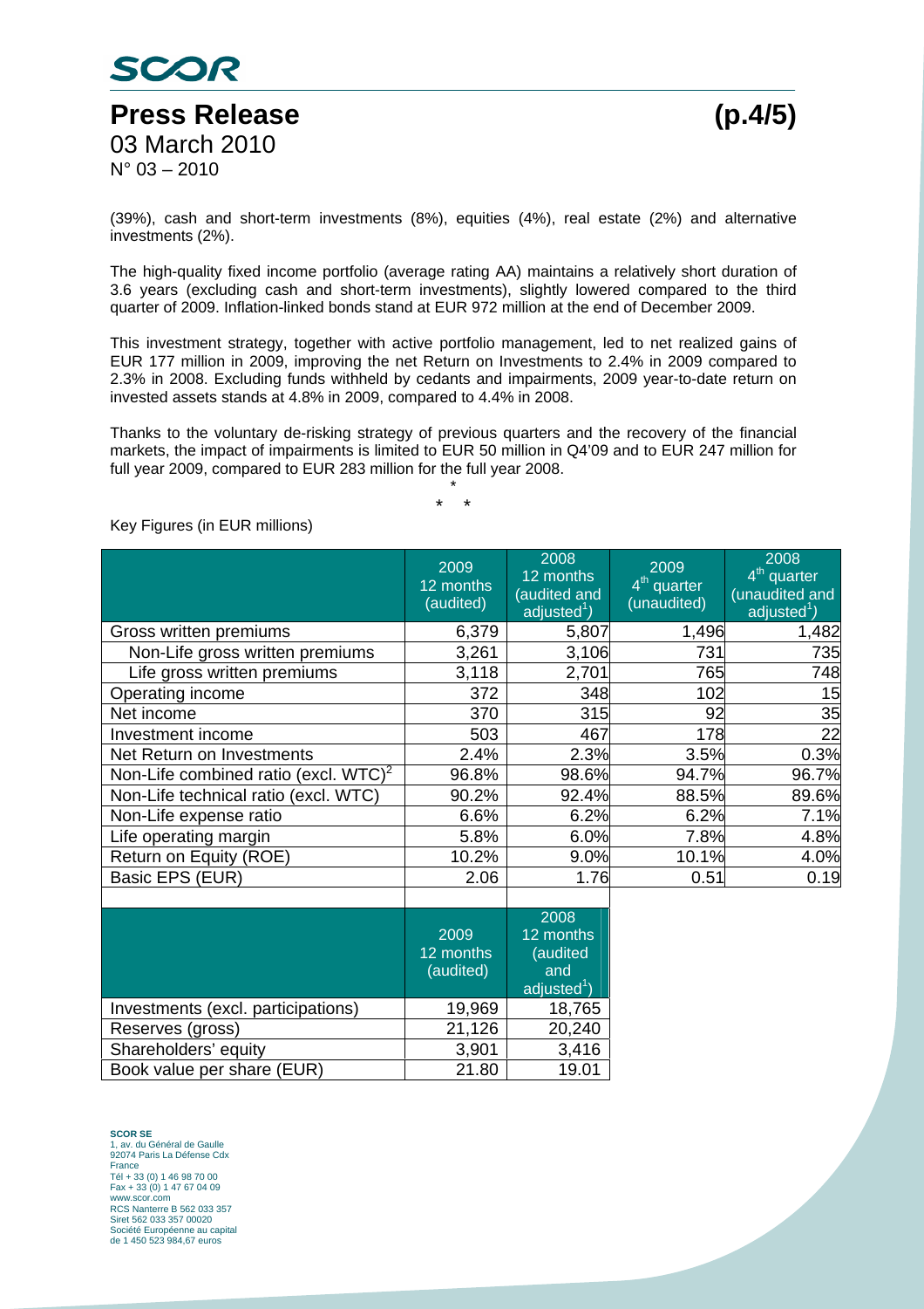(39%), cash and short-term investments (8%), equities (4%), real estate (2%) and alternative investments (2%).

The high-quality fixed income portfolio (average rating AA) maintains a relatively short duration of 3.6 years (excluding cash and short-term investments), slightly lowered compared to the third quarter of 2009. Inflation-linked bonds stand at EUR 972 million at the end of December 2009.

This investment strategy, together with active portfolio management, led to net realized gains of EUR 177 million in 2009, improving the net Return on Investments to 2.4% in 2009 compared to 2.3% in 2008. Excluding funds withheld by cedants and impairments, 2009 year-to-date return on invested assets stands at 4.8% in 2009, compared to 4.4% in 2008.

Thanks to the voluntary de-risking strategy of previous quarters and the recovery of the financial markets, the impact of impairments is limited to EUR 50 million in Q4'09 and to EUR 247 million for full year 2009, compared to EUR 283 million for the full year 2008.

\*

\* \*

Key Figures (in EUR millions)

| | 2009 12 months (audited) | 2008 12 months (audited and adjusted[1]) | 2009 4th quarter (unaudited) | 2008 4th quarter (unaudited and adjusted[1]) |
|---|---|---|---|---|
| Gross written premiums | 6,379 | 5,807 | 1,496 | 1,482 |
| Non-Life gross written premiums | 3,261 | 3,106 | 731 | 735 |
| Life gross written premiums | 3,118 | 2,701 | 765 | 748 |
| Operating income | 372 | 348 | 102 | 15 |
| Net income | 370 | 315 | 92 | 35 |
| Investment income | 503 | 467 | 178 | 22 |
| Net Return on Investments | 2.4% | 2.3% | 3.5% | 0.3% |
| Non-Life combined ratio (excl. WTC)[2] | 96.8% | 98.6% | 94.7% | 96.7% |
| Non-Life technical ratio (excl. WTC) | 90.2% | 92.4% | 88.5% | 89.6% |
| Non-Life expense ratio | 6.6% | 6.2% | 6.2% | 7.1% |
| Life operating margin | 5.8% | 6.0% | 7.8% | 4.8% |
| Return on Equity (ROE) | 10.2% | 9.0% | 10.1% | 4.0% |
| Basic EPS (EUR) | 2.06 | 1.76 | 0.51 | 0.19 |

| | 2009 12 months (audited) | 2008 12 months (audited and adjusted[1]) |
|---|---|---|
| Investments (excl. participations) | 19,969 | 18,765 |
| Reserves (gross) | 21,126 | 20,240 |
| Shareholders' equity | 3,901 | 3,416 |
| Book value per share (EUR) | 21.80 | 19.01 |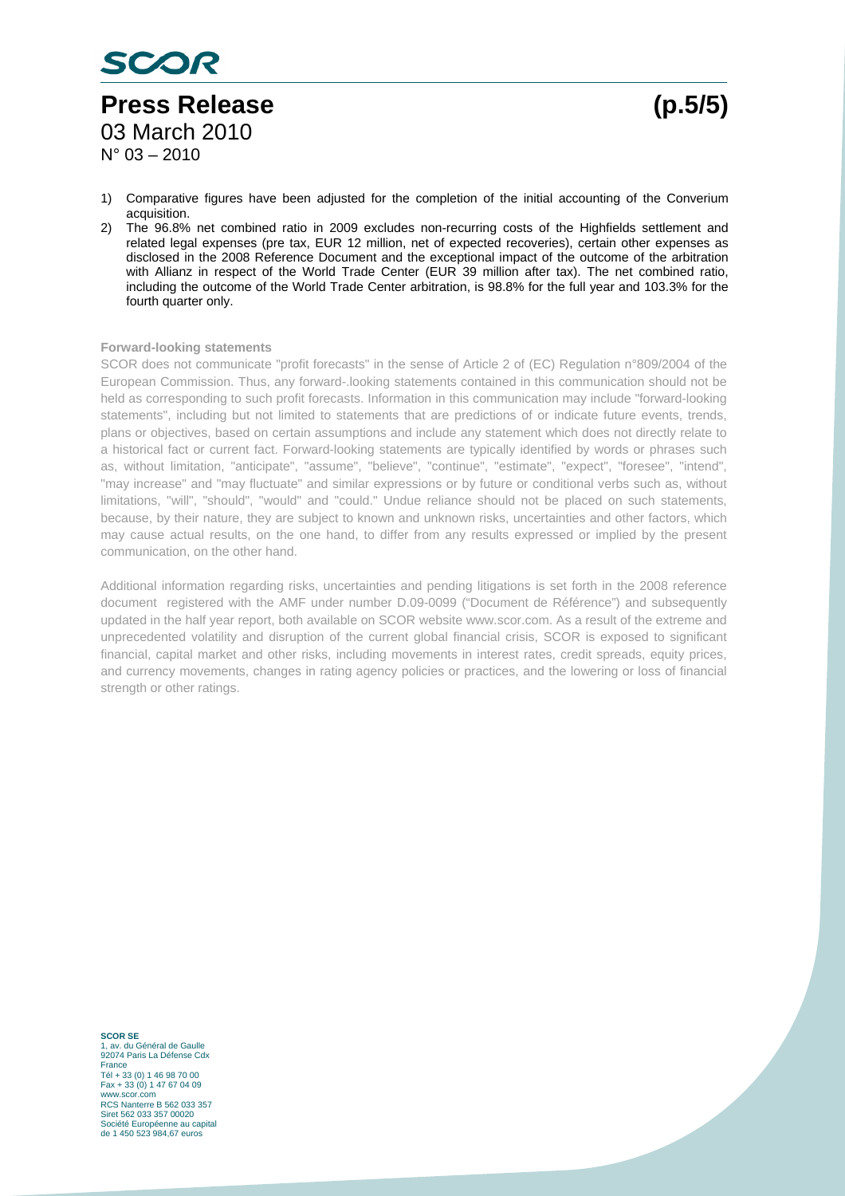1) Comparative figures have been adjusted for the completion of the initial accounting of the Converium acquisition.
2) The 96.8% net combined ratio in 2009 excludes non-recurring costs of the Highfields settlement and related legal expenses (pre tax, EUR 12 million, net of expected recoveries), certain other expenses as disclosed in the 2008 Reference Document and the exceptional impact of the outcome of the arbitration with Allianz in respect of the World Trade Center (EUR 39 million after tax). The net combined ratio, including the outcome of the World Trade Center arbitration, is 98.8% for the full year and 103.3% for the fourth quarter only.

**Forward-looking statements**

SCOR does not communicate "profit forecasts" in the sense of Article 2 of (EC) Regulation n°809/2004 of the European Commission. Thus, any forward-.looking statements contained in this communication should not be held as corresponding to such profit forecasts. Information in this communication may include "forward-looking statements", including but not limited to statements that are predictions of or indicate future events, trends, plans or objectives, based on certain assumptions and include any statement which does not directly relate to a historical fact or current fact. Forward-looking statements are typically identified by words or phrases such as, without limitation, "anticipate", "assume", "believe", "continue", "estimate", "expect", "foresee", "intend", "may increase" and "may fluctuate" and similar expressions or by future or conditional verbs such as, without limitations, "will", "should", "would" and "could." Undue reliance should not be placed on such statements, because, by their nature, they are subject to known and unknown risks, uncertainties and other factors, which may cause actual results, on the one hand, to differ from any results expressed or implied by the present communication, on the other hand.

Additional information regarding risks, uncertainties and pending litigations is set forth in the 2008 reference document registered with the AMF under number D.09-0099 ("Document de Référence") and subsequently updated in the half year report, both available on SCOR website www.scor.com. As a result of the extreme and unprecedented volatility and disruption of the current global financial crisis, SCOR is exposed to significant financial, capital market and other risks, including movements in interest rates, credit spreads, equity prices, and currency movements, changes in rating agency policies or practices, and the lowering or loss of financial strength or other ratings.

**SCOR SE**
1, av. du Général de Gaulle
92074 Paris La Défense Cdx
France
Tél + 33 (0) 1 46 98 70 00
Fax + 33 (0) 1 47 67 04 09
www.scor.com
RCS Nanterre B 562 033 357
Siret 562 033 357 00020
Société Européenne au capital
de 1 450 523 984,67 euros